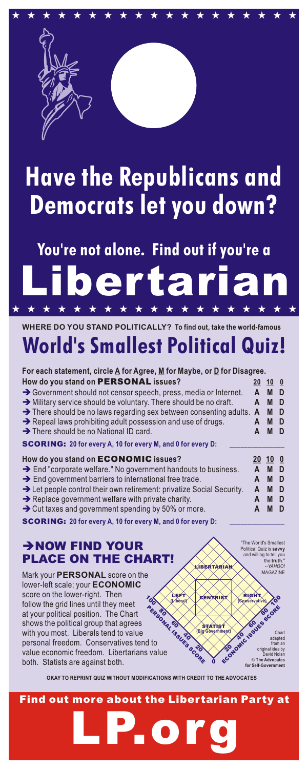# Have the Republicans and Democrats let you down?

## You're not alone. Find out if you're a

# Libertarian

**WHERE DO YOU STAND POLITICALLY? To find out, take the world-famous**

# World's Smallest Political Quiz!

**For each statement, circle A for Agree, M for Maybe, or D for Disagree.**

| How do you stand on **PERSONAL** issues? | 20 | 10 | 0 |
|---|---|---|---|
| → Government should not censor speech, press, media or Internet. | A | M | D |
| → Military service should be voluntary. There should be no draft. | A | M | D |
| → There should be no laws regarding sex between consenting adults. | A | M | D |
| → Repeal laws prohibiting adult possession and use of drugs. | A | M | D |
| → There should be no National ID card. | A | M | D |

**SCORING: 20 for every A, 10 for every M, and 0 for every D:** ____________

| How do you stand on **ECONOMIC** issues? | 20 | 10 | 0 |
|---|---|---|---|
| → End "corporate welfare." No government handouts to business. | A | M | D |
| → End government barriers to international free trade. | A | M | D |
| → Let people control their own retirement: privatize Social Security. | A | M | D |
| → Replace government welfare with private charity. | A | M | D |
| → Cut taxes and government spending by 50% or more. | A | M | D |

**SCORING: 20 for every A, 10 for every M, and 0 for every D:** ____________

## →NOW FIND YOUR PLACE ON THE CHART!

Mark your **PERSONAL** score on the lower-left scale; your **ECONOMIC** score on the lower-right. Then follow the grid lines until they meet at your political position. The Chart shows the political group that agrees with you most. Liberals tend to value personal freedom. Conservatives tend to value economic freedom. Libertarians value both. Statists are against both.

LIBERTARIAN — LEFT (Liberal) — CENTRIST — RIGHT (Conservative) — STATIST (Big Government)

PERSONAL ISSUES SCORE: 100 80 60 40 20 0

ECONOMIC ISSUES SCORE: 0 20 40 60 80 100

"The World's Smallest Political Quiz is **savvy** and willing to tell you the **truth**." --*YAHOO!* MAGAZINE

Chart adapted from an original idea by David Nolan
© **The Advocates for Self-Government**

**OKAY TO REPRINT QUIZ WITHOUT MODIFICATIONS WITH CREDIT TO THE ADVOCATES**

**Find out more about the Libertarian Party at**

# LP.org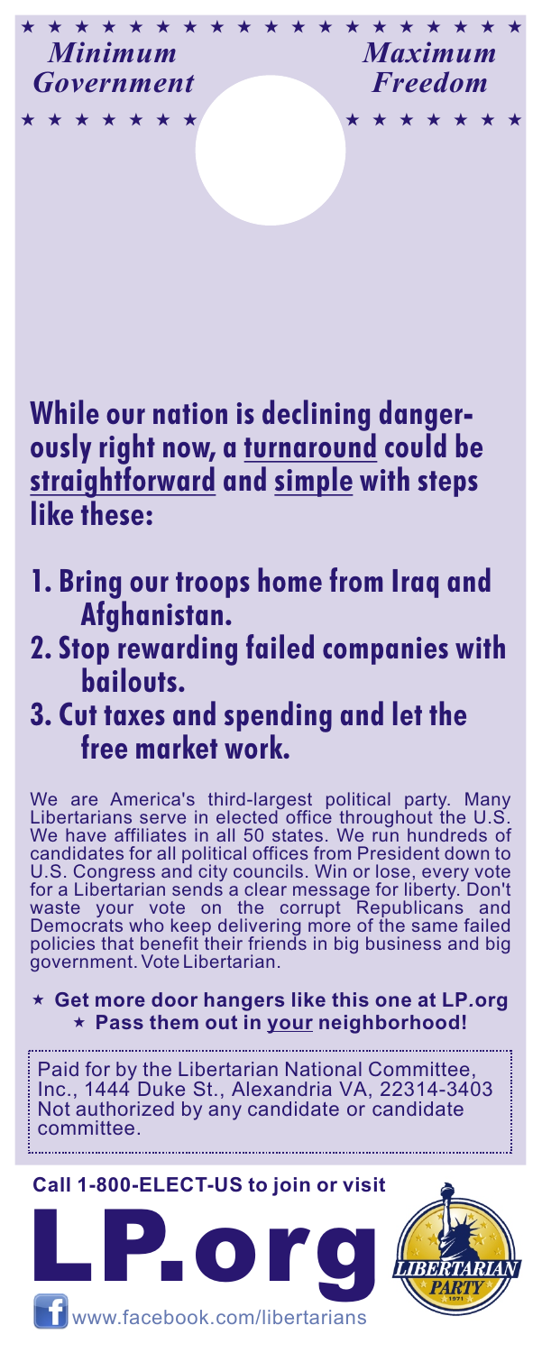★ ★ ★ ★ ★ ★ ★ ★ ★ ★ ★ ★ ★ ★ ★ ★ ★ ★ ★ ★

***Minimum Government*** ★ ★ ★ ★ ★ ★ ★

***Maximum Freedom*** ★ ★ ★ ★ ★ ★ ★

## While our nation is declining dangerously right now, a <u>turnaround</u> could be <u>straightforward</u> and <u>simple</u> with steps like these:

1. **Bring our troops home from Iraq and Afghanistan.**
2. **Stop rewarding failed companies with bailouts.**
3. **Cut taxes and spending and let the free market work.**

We are America's third-largest political party. Many Libertarians serve in elected office throughout the U.S. We have affiliates in all 50 states. We run hundreds of candidates for all political offices from President down to U.S. Congress and city councils. Win or lose, every vote for a Libertarian sends a clear message for liberty. Don't waste your vote on the corrupt Republicans and Democrats who keep delivering more of the same failed policies that benefit their friends in big business and big government. Vote Libertarian.

★ **Get more door hangers like this one at LP.org**
★ **Pass them out in <u>your</u> neighborhood!**

Paid for by the Libertarian National Committee, Inc., 1444 Duke St., Alexandria VA, 22314-3403 Not authorized by any candidate or candidate committee.

**Call 1-800-ELECT-US to join or visit**

# LP.org

LIBERTARIAN PARTY 1971

www.facebook.com/libertarians